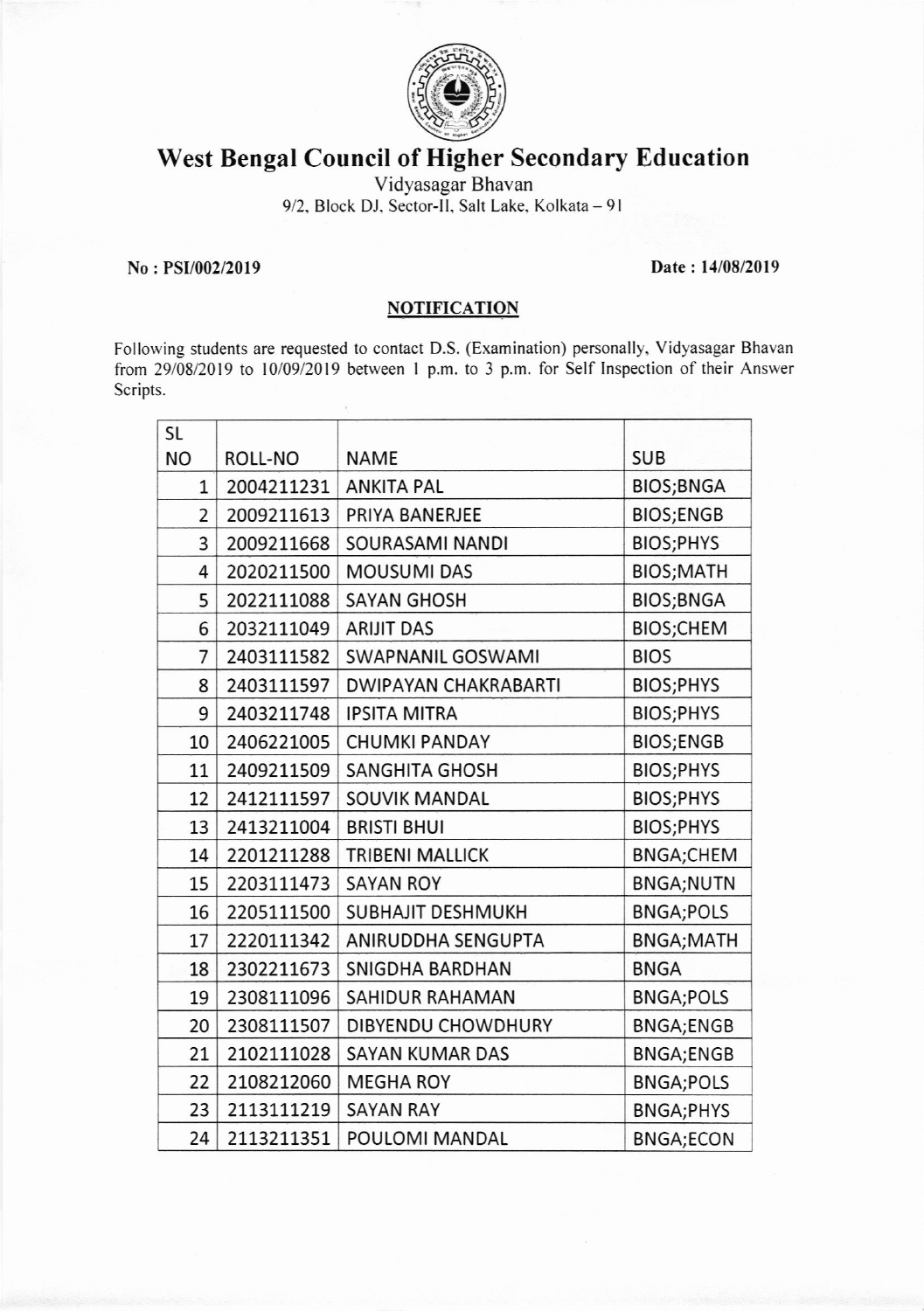# West Bengal Council of Higher Secondary Education

Vidyasagar Bhavan
9/2, Block DJ, Sector-II, Salt Lake, Kolkata – 91

**No : PSI/002/2019** **Date : 14/08/2019**

## NOTIFICATION

Following students are requested to contact D.S. (Examination) personally, Vidyasagar Bhavan from 29/08/2019 to 10/09/2019 between 1 p.m. to 3 p.m. for Self Inspection of their Answer Scripts.

| SL NO | ROLL-NO | NAME | SUB |
|---|---|---|---|
| 1 | 2004211231 | ANKITA PAL | BIOS;BNGA |
| 2 | 2009211613 | PRIYA BANERJEE | BIOS;ENGB |
| 3 | 2009211668 | SOURASAMI NANDI | BIOS;PHYS |
| 4 | 2020211500 | MOUSUMI DAS | BIOS;MATH |
| 5 | 2022111088 | SAYAN GHOSH | BIOS;BNGA |
| 6 | 2032111049 | ARIJIT DAS | BIOS;CHEM |
| 7 | 2403111582 | SWAPNANIL GOSWAMI | BIOS |
| 8 | 2403111597 | DWIPAYAN CHAKRABARTI | BIOS;PHYS |
| 9 | 2403211748 | IPSITA MITRA | BIOS;PHYS |
| 10 | 2406221005 | CHUMKI PANDAY | BIOS;ENGB |
| 11 | 2409211509 | SANGHITA GHOSH | BIOS;PHYS |
| 12 | 2412111597 | SOUVIK MANDAL | BIOS;PHYS |
| 13 | 2413211004 | BRISTI BHUI | BIOS;PHYS |
| 14 | 2201211288 | TRIBENI MALLICK | BNGA;CHEM |
| 15 | 2203111473 | SAYAN ROY | BNGA;NUTN |
| 16 | 2205111500 | SUBHAJIT DESHMUKH | BNGA;POLS |
| 17 | 2220111342 | ANIRUDDHA SENGUPTA | BNGA;MATH |
| 18 | 2302211673 | SNIGDHA BARDHAN | BNGA |
| 19 | 2308111096 | SAHIDUR RAHAMAN | BNGA;POLS |
| 20 | 2308111507 | DIBYENDU CHOWDHURY | BNGA;ENGB |
| 21 | 2102111028 | SAYAN KUMAR DAS | BNGA;ENGB |
| 22 | 2108212060 | MEGHA ROY | BNGA;POLS |
| 23 | 2113111219 | SAYAN RAY | BNGA;PHYS |
| 24 | 2113211351 | POULOMI MANDAL | BNGA;ECON |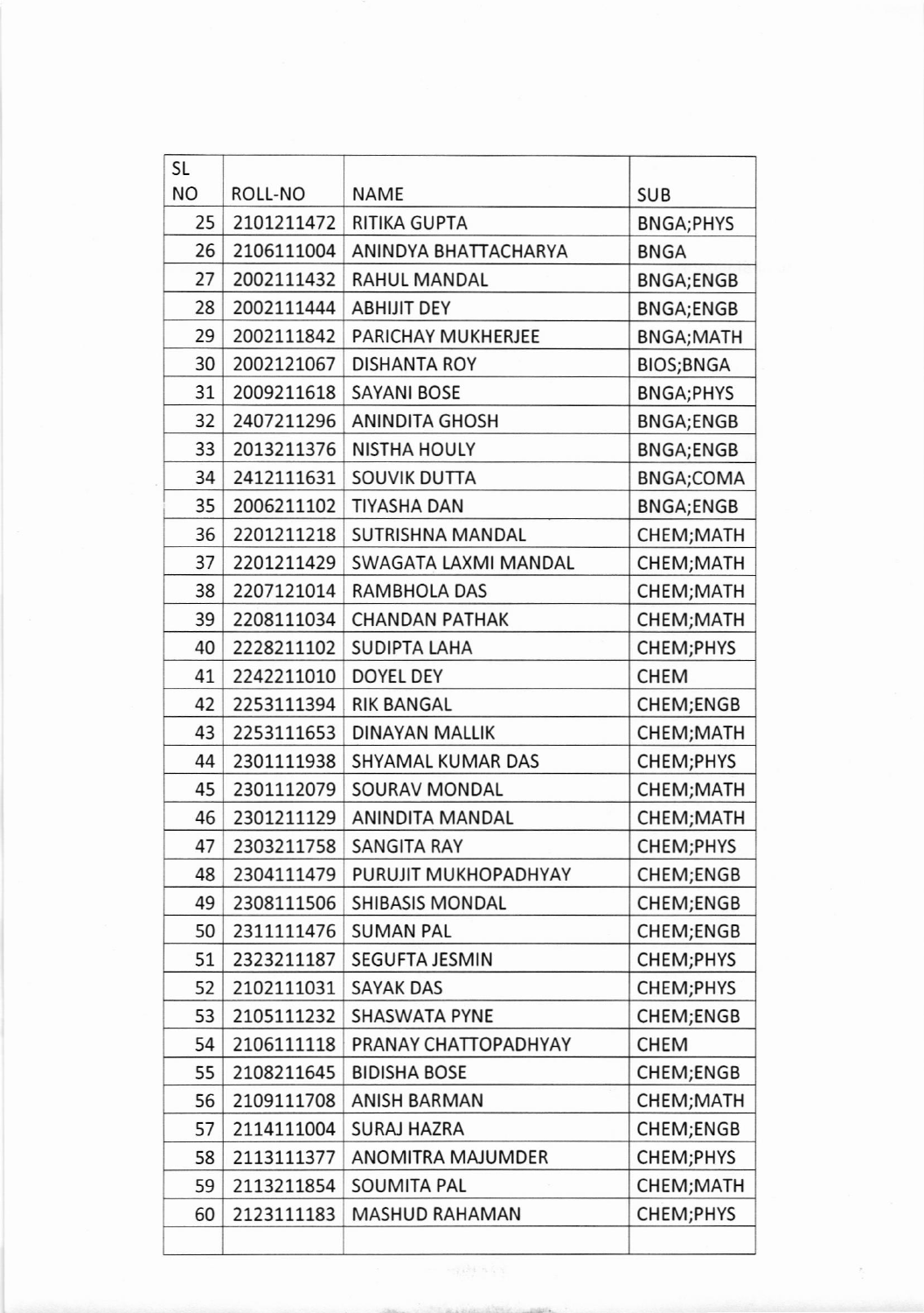| SL NO | ROLL-NO | NAME | SUB |
|---|---|---|---|
| 25 | 2101211472 | RITIKA GUPTA | BNGA;PHYS |
| 26 | 2106111004 | ANINDYA BHATTACHARYA | BNGA |
| 27 | 2002111432 | RAHUL MANDAL | BNGA;ENGB |
| 28 | 2002111444 | ABHIJIT DEY | BNGA;ENGB |
| 29 | 2002111842 | PARICHAY MUKHERJEE | BNGA;MATH |
| 30 | 2002121067 | DISHANTA ROY | BIOS;BNGA |
| 31 | 2009211618 | SAYANI BOSE | BNGA;PHYS |
| 32 | 2407211296 | ANINDITA GHOSH | BNGA;ENGB |
| 33 | 2013211376 | NISTHA HOULY | BNGA;ENGB |
| 34 | 2412111631 | SOUVIK DUTTA | BNGA;COMA |
| 35 | 2006211102 | TIYASHA DAN | BNGA;ENGB |
| 36 | 2201211218 | SUTRISHNA MANDAL | CHEM;MATH |
| 37 | 2201211429 | SWAGATA LAXMI MANDAL | CHEM;MATH |
| 38 | 2207121014 | RAMBHOLA DAS | CHEM;MATH |
| 39 | 2208111034 | CHANDAN PATHAK | CHEM;MATH |
| 40 | 2228211102 | SUDIPTA LAHA | CHEM;PHYS |
| 41 | 2242211010 | DOYEL DEY | CHEM |
| 42 | 2253111394 | RIK BANGAL | CHEM;ENGB |
| 43 | 2253111653 | DINAYAN MALLIK | CHEM;MATH |
| 44 | 2301111938 | SHYAMAL KUMAR DAS | CHEM;PHYS |
| 45 | 2301112079 | SOURAV MONDAL | CHEM;MATH |
| 46 | 2301211129 | ANINDITA MANDAL | CHEM;MATH |
| 47 | 2303211758 | SANGITA RAY | CHEM;PHYS |
| 48 | 2304111479 | PURUJIT MUKHOPADHYAY | CHEM;ENGB |
| 49 | 2308111506 | SHIBASIS MONDAL | CHEM;ENGB |
| 50 | 2311111476 | SUMAN PAL | CHEM;ENGB |
| 51 | 2323211187 | SEGUFTA JESMIN | CHEM;PHYS |
| 52 | 2102111031 | SAYAK DAS | CHEM;PHYS |
| 53 | 2105111232 | SHASWATA PYNE | CHEM;ENGB |
| 54 | 2106111118 | PRANAY CHATTOPADHYAY | CHEM |
| 55 | 2108211645 | BIDISHA BOSE | CHEM;ENGB |
| 56 | 2109111708 | ANISH BARMAN | CHEM;MATH |
| 57 | 2114111004 | SURAJ HAZRA | CHEM;ENGB |
| 58 | 2113111377 | ANOMITRA MAJUMDER | CHEM;PHYS |
| 59 | 2113211854 | SOUMITA PAL | CHEM;MATH |
| 60 | 2123111183 | MASHUD RAHAMAN | CHEM;PHYS |
| | | | |